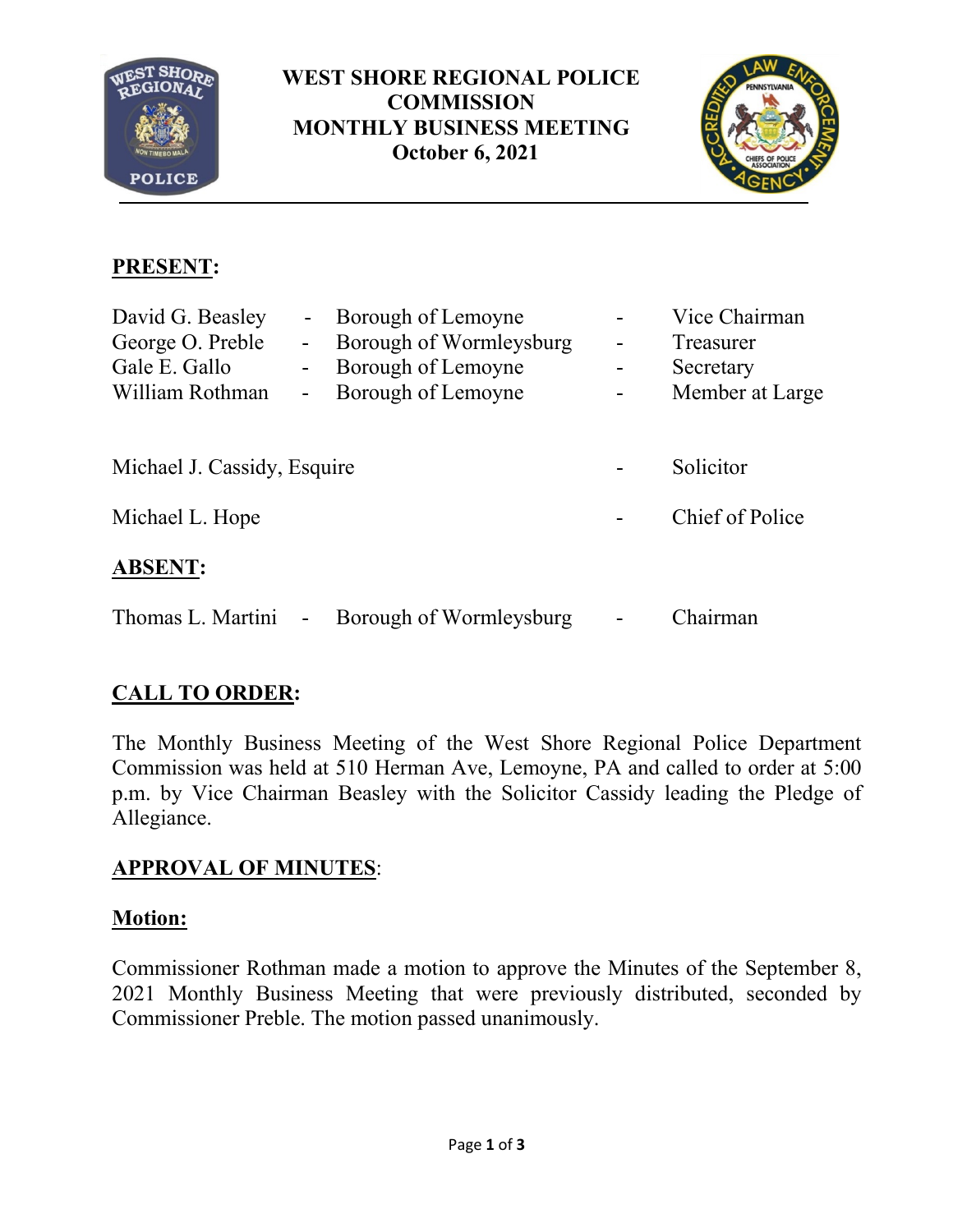# WEST SHORE REGIONAL POLICE COMMISSION
# MONTHLY BUSINESS MEETING
## October 6, 2021

## PRESENT:

| | | | | |
|---|---|---|---|---|
| David G. Beasley | - | Borough of Lemoyne | - | Vice Chairman |
| George O. Preble | - | Borough of Wormleysburg | - | Treasurer |
| Gale E. Gallo | - | Borough of Lemoyne | - | Secretary |
| William Rothman | - | Borough of Lemoyne | - | Member at Large |

Michael J. Cassidy, Esquire - Solicitor

Michael L. Hope - Chief of Police

## ABSENT:

Thomas L. Martini - Borough of Wormleysburg - Chairman

## CALL TO ORDER:

The Monthly Business Meeting of the West Shore Regional Police Department Commission was held at 510 Herman Ave, Lemoyne, PA and called to order at 5:00 p.m. by Vice Chairman Beasley with the Solicitor Cassidy leading the Pledge of Allegiance.

## APPROVAL OF MINUTES:

### Motion:

Commissioner Rothman made a motion to approve the Minutes of the September 8, 2021 Monthly Business Meeting that were previously distributed, seconded by Commissioner Preble. The motion passed unanimously.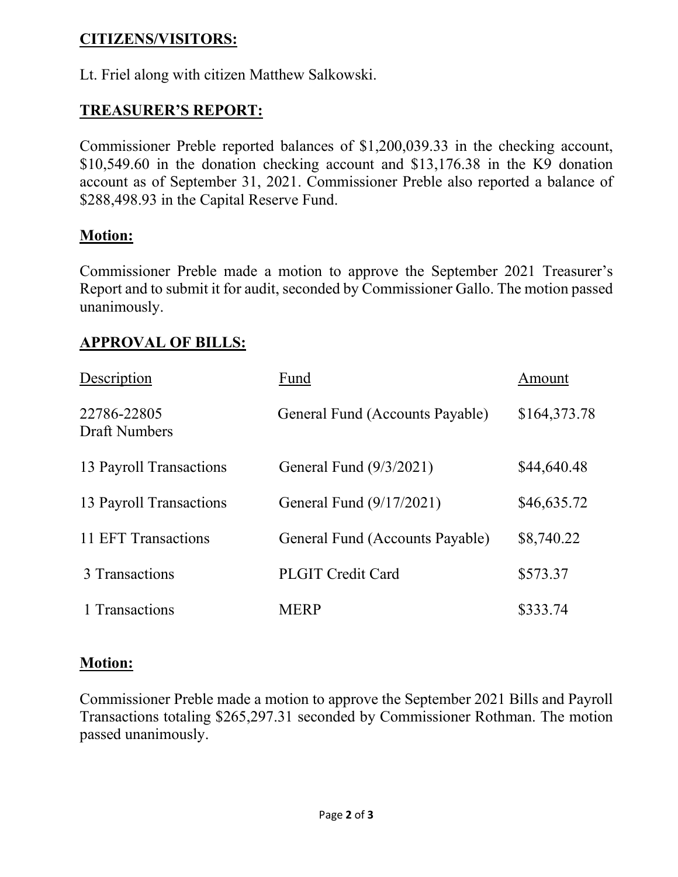## CITIZENS/VISITORS:

Lt. Friel along with citizen Matthew Salkowski.

## TREASURER'S REPORT:

Commissioner Preble reported balances of $1,200,039.33 in the checking account, $10,549.60 in the donation checking account and $13,176.38 in the K9 donation account as of September 31, 2021. Commissioner Preble also reported a balance of $288,498.93 in the Capital Reserve Fund.

## Motion:

Commissioner Preble made a motion to approve the September 2021 Treasurer's Report and to submit it for audit, seconded by Commissioner Gallo. The motion passed unanimously.

## APPROVAL OF BILLS:

| Description | Fund | Amount |
|---|---|---|
| 22786-22805 Draft Numbers | General Fund (Accounts Payable) | $164,373.78 |
| 13 Payroll Transactions | General Fund (9/3/2021) | $44,640.48 |
| 13 Payroll Transactions | General Fund (9/17/2021) | $46,635.72 |
| 11 EFT Transactions | General Fund (Accounts Payable) | $8,740.22 |
| 3 Transactions | PLGIT Credit Card | $573.37 |
| 1 Transactions | MERP | $333.74 |

## Motion:

Commissioner Preble made a motion to approve the September 2021 Bills and Payroll Transactions totaling $265,297.31 seconded by Commissioner Rothman. The motion passed unanimously.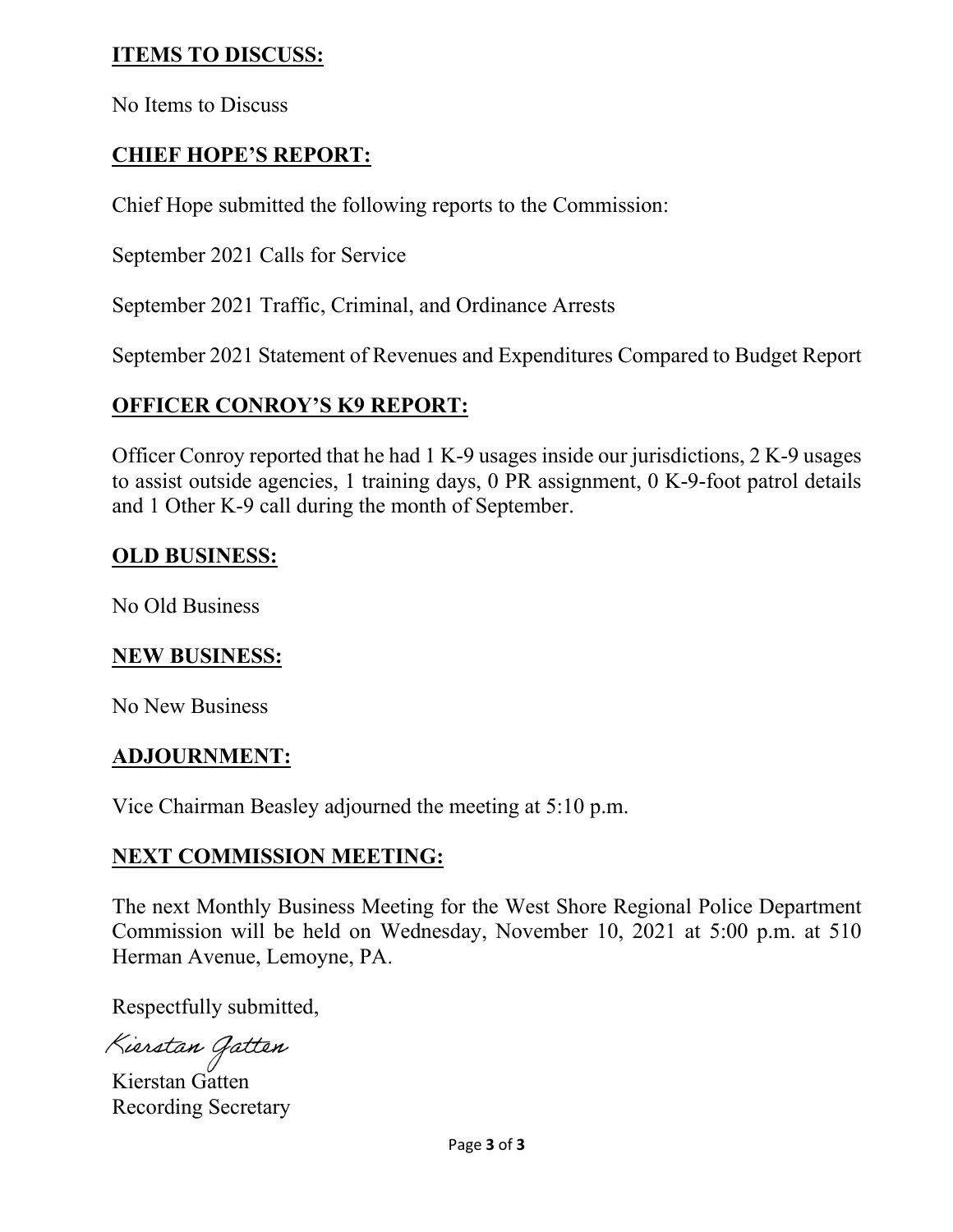## **ITEMS TO DISCUSS:**

No Items to Discuss

## **CHIEF HOPE'S REPORT:**

Chief Hope submitted the following reports to the Commission:

September 2021 Calls for Service

September 2021 Traffic, Criminal, and Ordinance Arrests

September 2021 Statement of Revenues and Expenditures Compared to Budget Report

## **OFFICER CONROY'S K9 REPORT:**

Officer Conroy reported that he had 1 K-9 usages inside our jurisdictions, 2 K-9 usages to assist outside agencies, 1 training days, 0 PR assignment, 0 K-9-foot patrol details and 1 Other K-9 call during the month of September.

## **OLD BUSINESS:**

No Old Business

## **NEW BUSINESS:**

No New Business

## **ADJOURNMENT:**

Vice Chairman Beasley adjourned the meeting at 5:10 p.m.

## **NEXT COMMISSION MEETING:**

The next Monthly Business Meeting for the West Shore Regional Police Department Commission will be held on Wednesday, November 10, 2021 at 5:00 p.m. at 510 Herman Avenue, Lemoyne, PA.

Respectfully submitted,

*Kierstan Gatten*

Kierstan Gatten
Recording Secretary